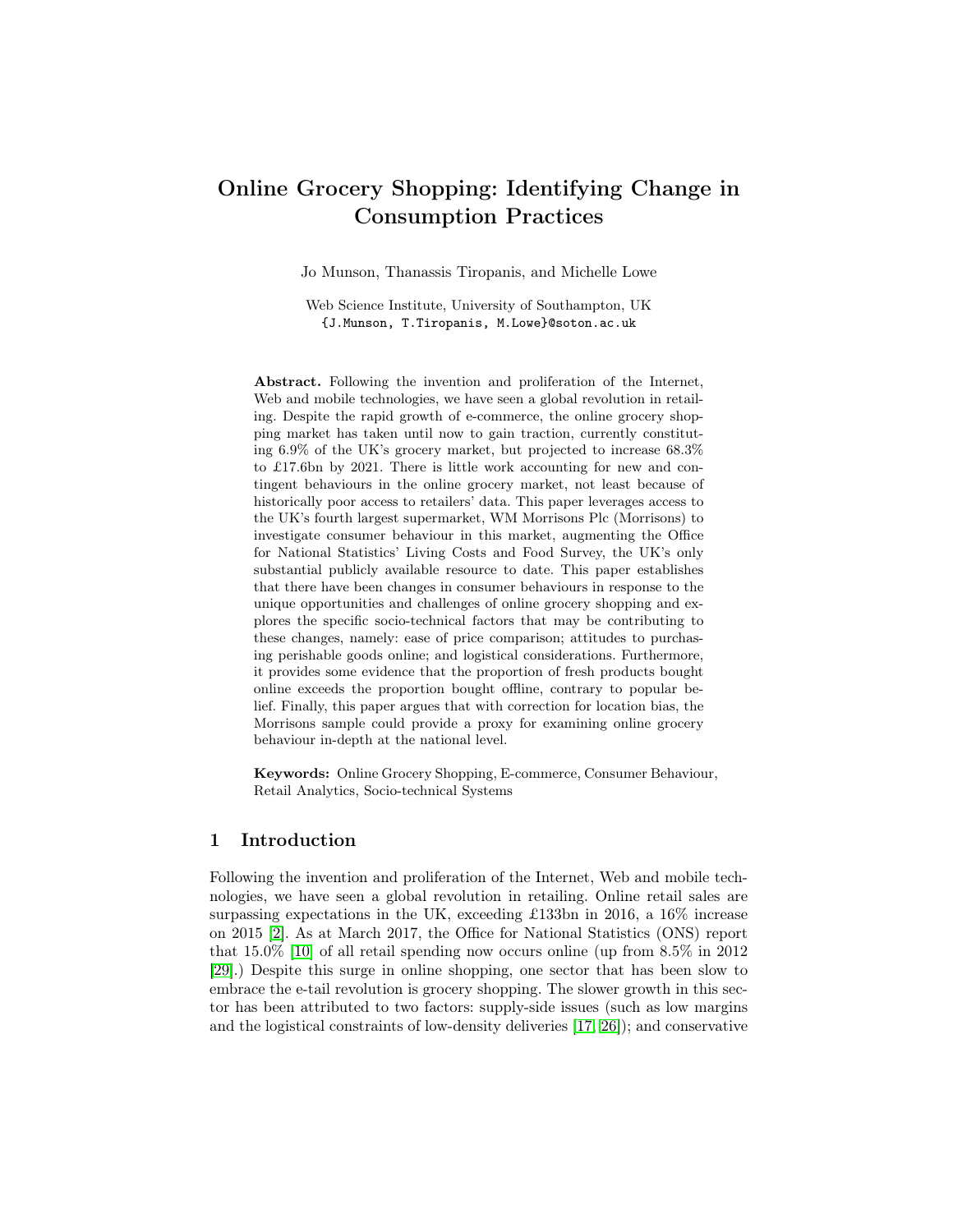# Online Grocery Shopping: Identifying Change in Consumption Practices

Jo Munson, Thanassis Tiropanis, and Michelle Lowe

Web Science Institute, University of Southampton, UK
{J.Munson, T.Tiropanis, M.Lowe}@soton.ac.uk

**Abstract.** Following the invention and proliferation of the Internet, Web and mobile technologies, we have seen a global revolution in retailing. Despite the rapid growth of e-commerce, the online grocery shopping market has taken until now to gain traction, currently constituting 6.9% of the UK's grocery market, but projected to increase 68.3% to £17.6bn by 2021. There is little work accounting for new and contingent behaviours in the online grocery market, not least because of historically poor access to retailers' data. This paper leverages access to the UK's fourth largest supermarket, WM Morrisons Plc (Morrisons) to investigate consumer behaviour in this market, augmenting the Office for National Statistics' Living Costs and Food Survey, the UK's only substantial publicly available resource to date. This paper establishes that there have been changes in consumer behaviours in response to the unique opportunities and challenges of online grocery shopping and explores the specific socio-technical factors that may be contributing to these changes, namely: ease of price comparison; attitudes to purchasing perishable goods online; and logistical considerations. Furthermore, it provides some evidence that the proportion of fresh products bought online exceeds the proportion bought offline, contrary to popular belief. Finally, this paper argues that with correction for location bias, the Morrisons sample could provide a proxy for examining online grocery behaviour in-depth at the national level.

**Keywords:** Online Grocery Shopping, E-commerce, Consumer Behaviour, Retail Analytics, Socio-technical Systems

## 1 Introduction

Following the invention and proliferation of the Internet, Web and mobile technologies, we have seen a global revolution in retailing. Online retail sales are surpassing expectations in the UK, exceeding £133bn in 2016, a 16% increase on 2015 [2]. As at March 2017, the Office for National Statistics (ONS) report that 15.0% [10] of all retail spending now occurs online (up from 8.5% in 2012 [29].) Despite this surge in online shopping, one sector that has been slow to embrace the e-tail revolution is grocery shopping. The slower growth in this sector has been attributed to two factors: supply-side issues (such as low margins and the logistical constraints of low-density deliveries [17, 26]); and conservative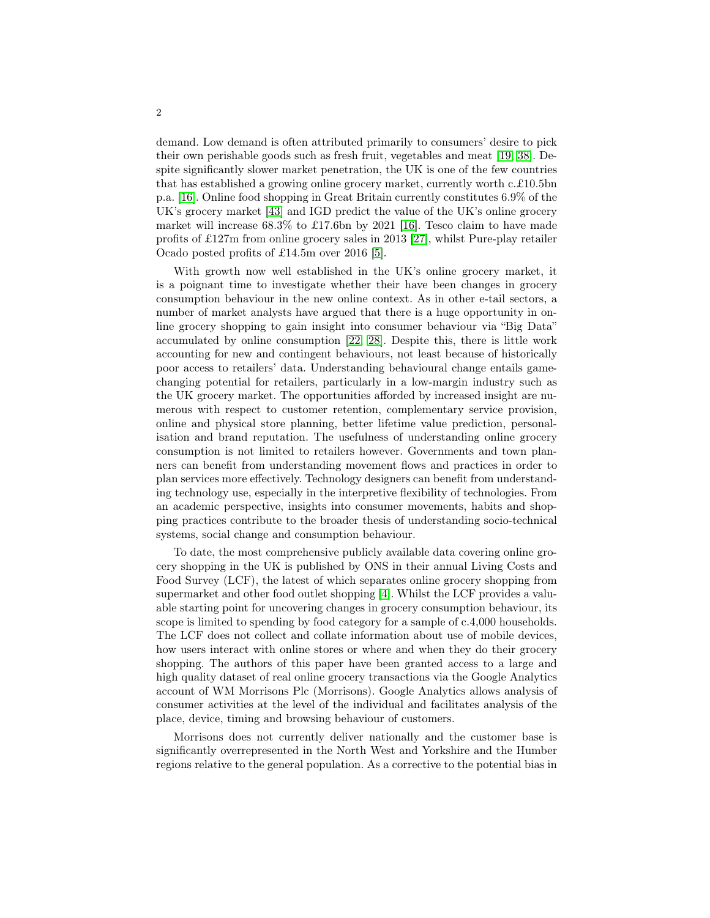demand. Low demand is often attributed primarily to consumers' desire to pick their own perishable goods such as fresh fruit, vegetables and meat [19, 38]. Despite significantly slower market penetration, the UK is one of the few countries that has established a growing online grocery market, currently worth c.£10.5bn p.a. [16]. Online food shopping in Great Britain currently constitutes 6.9% of the UK's grocery market [43] and IGD predict the value of the UK's online grocery market will increase 68.3% to £17.6bn by 2021 [16]. Tesco claim to have made profits of £127m from online grocery sales in 2013 [27], whilst Pure-play retailer Ocado posted profits of £14.5m over 2016 [5].

With growth now well established in the UK's online grocery market, it is a poignant time to investigate whether their have been changes in grocery consumption behaviour in the new online context. As in other e-tail sectors, a number of market analysts have argued that there is a huge opportunity in online grocery shopping to gain insight into consumer behaviour via "Big Data" accumulated by online consumption [22, 28]. Despite this, there is little work accounting for new and contingent behaviours, not least because of historically poor access to retailers' data. Understanding behavioural change entails game-changing potential for retailers, particularly in a low-margin industry such as the UK grocery market. The opportunities afforded by increased insight are numerous with respect to customer retention, complementary service provision, online and physical store planning, better lifetime value prediction, personalisation and brand reputation. The usefulness of understanding online grocery consumption is not limited to retailers however. Governments and town planners can benefit from understanding movement flows and practices in order to plan services more effectively. Technology designers can benefit from understanding technology use, especially in the interpretive flexibility of technologies. From an academic perspective, insights into consumer movements, habits and shopping practices contribute to the broader thesis of understanding socio-technical systems, social change and consumption behaviour.

To date, the most comprehensive publicly available data covering online grocery shopping in the UK is published by ONS in their annual Living Costs and Food Survey (LCF), the latest of which separates online grocery shopping from supermarket and other food outlet shopping [4]. Whilst the LCF provides a valuable starting point for uncovering changes in grocery consumption behaviour, its scope is limited to spending by food category for a sample of c.4,000 households. The LCF does not collect and collate information about use of mobile devices, how users interact with online stores or where and when they do their grocery shopping. The authors of this paper have been granted access to a large and high quality dataset of real online grocery transactions via the Google Analytics account of WM Morrisons Plc (Morrisons). Google Analytics allows analysis of consumer activities at the level of the individual and facilitates analysis of the place, device, timing and browsing behaviour of customers.

Morrisons does not currently deliver nationally and the customer base is significantly overrepresented in the North West and Yorkshire and the Humber regions relative to the general population. As a corrective to the potential bias in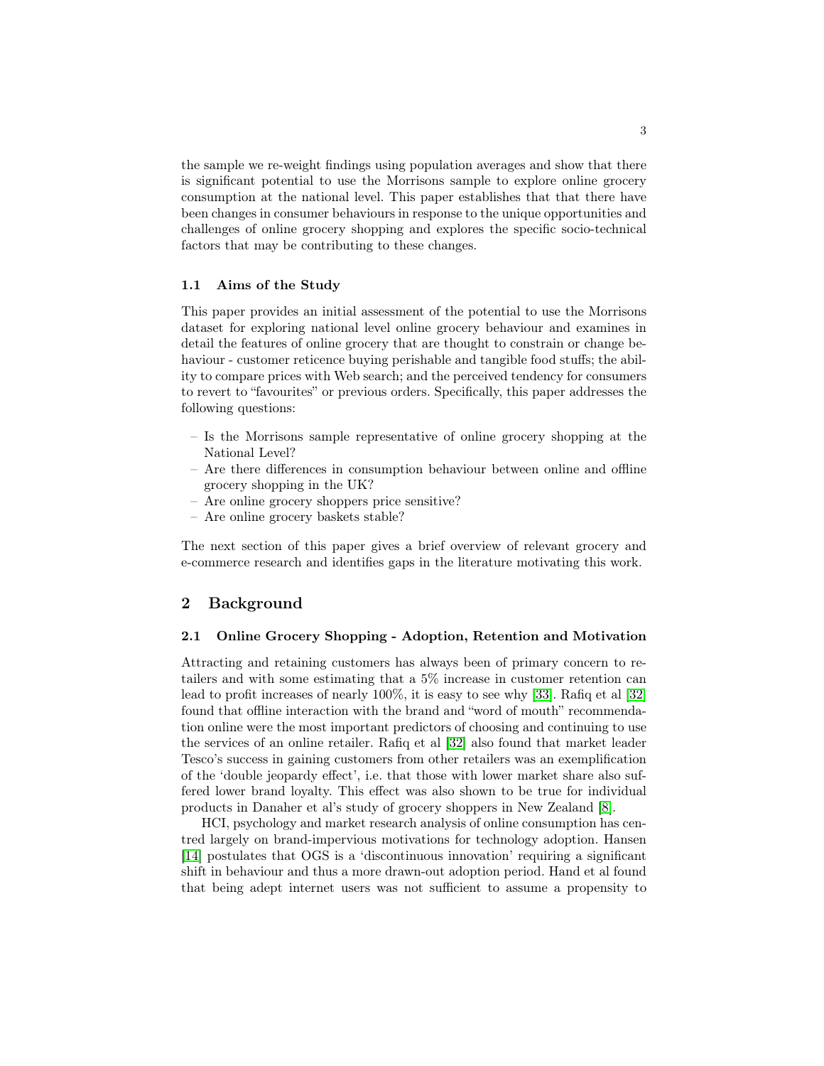the sample we re-weight findings using population averages and show that there is significant potential to use the Morrisons sample to explore online grocery consumption at the national level. This paper establishes that that there have been changes in consumer behaviours in response to the unique opportunities and challenges of online grocery shopping and explores the specific socio-technical factors that may be contributing to these changes.

### 1.1 Aims of the Study

This paper provides an initial assessment of the potential to use the Morrisons dataset for exploring national level online grocery behaviour and examines in detail the features of online grocery that are thought to constrain or change behaviour - customer reticence buying perishable and tangible food stuffs; the ability to compare prices with Web search; and the perceived tendency for consumers to revert to "favourites" or previous orders. Specifically, this paper addresses the following questions:

- Is the Morrisons sample representative of online grocery shopping at the National Level?
- Are there differences in consumption behaviour between online and offline grocery shopping in the UK?
- Are online grocery shoppers price sensitive?
- Are online grocery baskets stable?

The next section of this paper gives a brief overview of relevant grocery and e-commerce research and identifies gaps in the literature motivating this work.

## 2 Background

### 2.1 Online Grocery Shopping - Adoption, Retention and Motivation

Attracting and retaining customers has always been of primary concern to retailers and with some estimating that a 5% increase in customer retention can lead to profit increases of nearly 100%, it is easy to see why [33]. Rafiq et al [32] found that offline interaction with the brand and "word of mouth" recommendation online were the most important predictors of choosing and continuing to use the services of an online retailer. Rafiq et al [32] also found that market leader Tesco's success in gaining customers from other retailers was an exemplification of the 'double jeopardy effect', i.e. that those with lower market share also suffered lower brand loyalty. This effect was also shown to be true for individual products in Danaher et al's study of grocery shoppers in New Zealand [8].

HCI, psychology and market research analysis of online consumption has centred largely on brand-impervious motivations for technology adoption. Hansen [14] postulates that OGS is a 'discontinuous innovation' requiring a significant shift in behaviour and thus a more drawn-out adoption period. Hand et al found that being adept internet users was not sufficient to assume a propensity to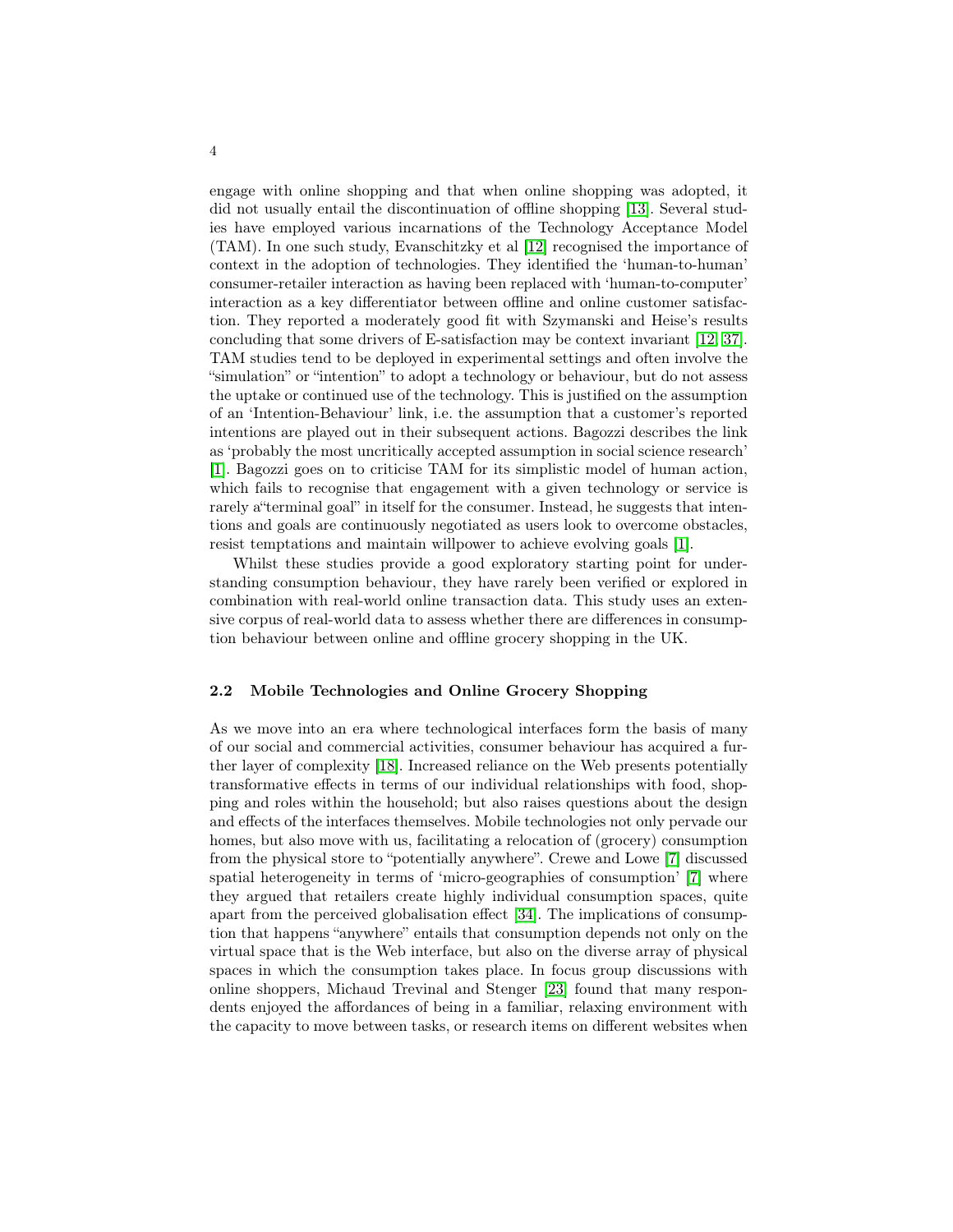engage with online shopping and that when online shopping was adopted, it did not usually entail the discontinuation of offline shopping [13]. Several studies have employed various incarnations of the Technology Acceptance Model (TAM). In one such study, Evanschitzky et al [12] recognised the importance of context in the adoption of technologies. They identified the 'human-to-human' consumer-retailer interaction as having been replaced with 'human-to-computer' interaction as a key differentiator between offline and online customer satisfaction. They reported a moderately good fit with Szymanski and Heise's results concluding that some drivers of E-satisfaction may be context invariant [12, 37]. TAM studies tend to be deployed in experimental settings and often involve the "simulation" or "intention" to adopt a technology or behaviour, but do not assess the uptake or continued use of the technology. This is justified on the assumption of an 'Intention-Behaviour' link, i.e. the assumption that a customer's reported intentions are played out in their subsequent actions. Bagozzi describes the link as 'probably the most uncritically accepted assumption in social science research' [1]. Bagozzi goes on to criticise TAM for its simplistic model of human action, which fails to recognise that engagement with a given technology or service is rarely a"terminal goal" in itself for the consumer. Instead, he suggests that intentions and goals are continuously negotiated as users look to overcome obstacles, resist temptations and maintain willpower to achieve evolving goals [1].

Whilst these studies provide a good exploratory starting point for understanding consumption behaviour, they have rarely been verified or explored in combination with real-world online transaction data. This study uses an extensive corpus of real-world data to assess whether there are differences in consumption behaviour between online and offline grocery shopping in the UK.

### 2.2 Mobile Technologies and Online Grocery Shopping

As we move into an era where technological interfaces form the basis of many of our social and commercial activities, consumer behaviour has acquired a further layer of complexity [18]. Increased reliance on the Web presents potentially transformative effects in terms of our individual relationships with food, shopping and roles within the household; but also raises questions about the design and effects of the interfaces themselves. Mobile technologies not only pervade our homes, but also move with us, facilitating a relocation of (grocery) consumption from the physical store to "potentially anywhere". Crewe and Lowe [7] discussed spatial heterogeneity in terms of 'micro-geographies of consumption' [7] where they argued that retailers create highly individual consumption spaces, quite apart from the perceived globalisation effect [34]. The implications of consumption that happens "anywhere" entails that consumption depends not only on the virtual space that is the Web interface, but also on the diverse array of physical spaces in which the consumption takes place. In focus group discussions with online shoppers, Michaud Trevinal and Stenger [23] found that many respondents enjoyed the affordances of being in a familiar, relaxing environment with the capacity to move between tasks, or research items on different websites when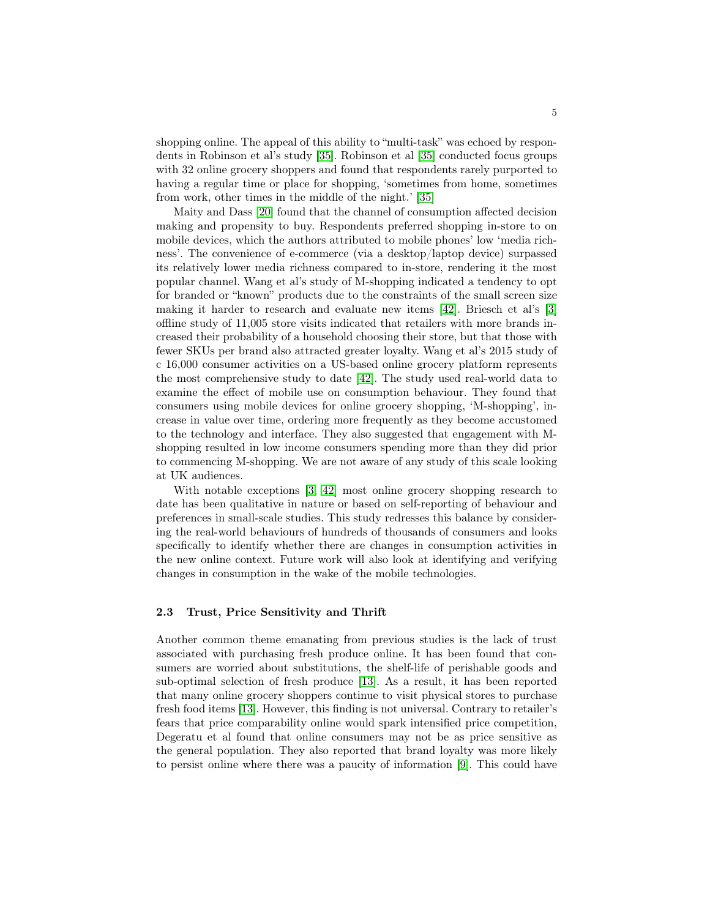shopping online. The appeal of this ability to "multi-task" was echoed by respondents in Robinson et al's study [35]. Robinson et al [35] conducted focus groups with 32 online grocery shoppers and found that respondents rarely purported to having a regular time or place for shopping, 'sometimes from home, sometimes from work, other times in the middle of the night.' [35]

Maity and Dass [20] found that the channel of consumption affected decision making and propensity to buy. Respondents preferred shopping in-store to on mobile devices, which the authors attributed to mobile phones' low 'media richness'. The convenience of e-commerce (via a desktop/laptop device) surpassed its relatively lower media richness compared to in-store, rendering it the most popular channel. Wang et al's study of M-shopping indicated a tendency to opt for branded or "known" products due to the constraints of the small screen size making it harder to research and evaluate new items [42]. Briesch et al's [3] offline study of 11,005 store visits indicated that retailers with more brands increased their probability of a household choosing their store, but that those with fewer SKUs per brand also attracted greater loyalty. Wang et al's 2015 study of c 16,000 consumer activities on a US-based online grocery platform represents the most comprehensive study to date [42]. The study used real-world data to examine the effect of mobile use on consumption behaviour. They found that consumers using mobile devices for online grocery shopping, 'M-shopping', increase in value over time, ordering more frequently as they become accustomed to the technology and interface. They also suggested that engagement with M-shopping resulted in low income consumers spending more than they did prior to commencing M-shopping. We are not aware of any study of this scale looking at UK audiences.

With notable exceptions [3, 42] most online grocery shopping research to date has been qualitative in nature or based on self-reporting of behaviour and preferences in small-scale studies. This study redresses this balance by considering the real-world behaviours of hundreds of thousands of consumers and looks specifically to identify whether there are changes in consumption activities in the new online context. Future work will also look at identifying and verifying changes in consumption in the wake of the mobile technologies.

### 2.3 Trust, Price Sensitivity and Thrift

Another common theme emanating from previous studies is the lack of trust associated with purchasing fresh produce online. It has been found that consumers are worried about substitutions, the shelf-life of perishable goods and sub-optimal selection of fresh produce [13]. As a result, it has been reported that many online grocery shoppers continue to visit physical stores to purchase fresh food items [13]. However, this finding is not universal. Contrary to retailer's fears that price comparability online would spark intensified price competition, Degeratu et al found that online consumers may not be as price sensitive as the general population. They also reported that brand loyalty was more likely to persist online where there was a paucity of information [9]. This could have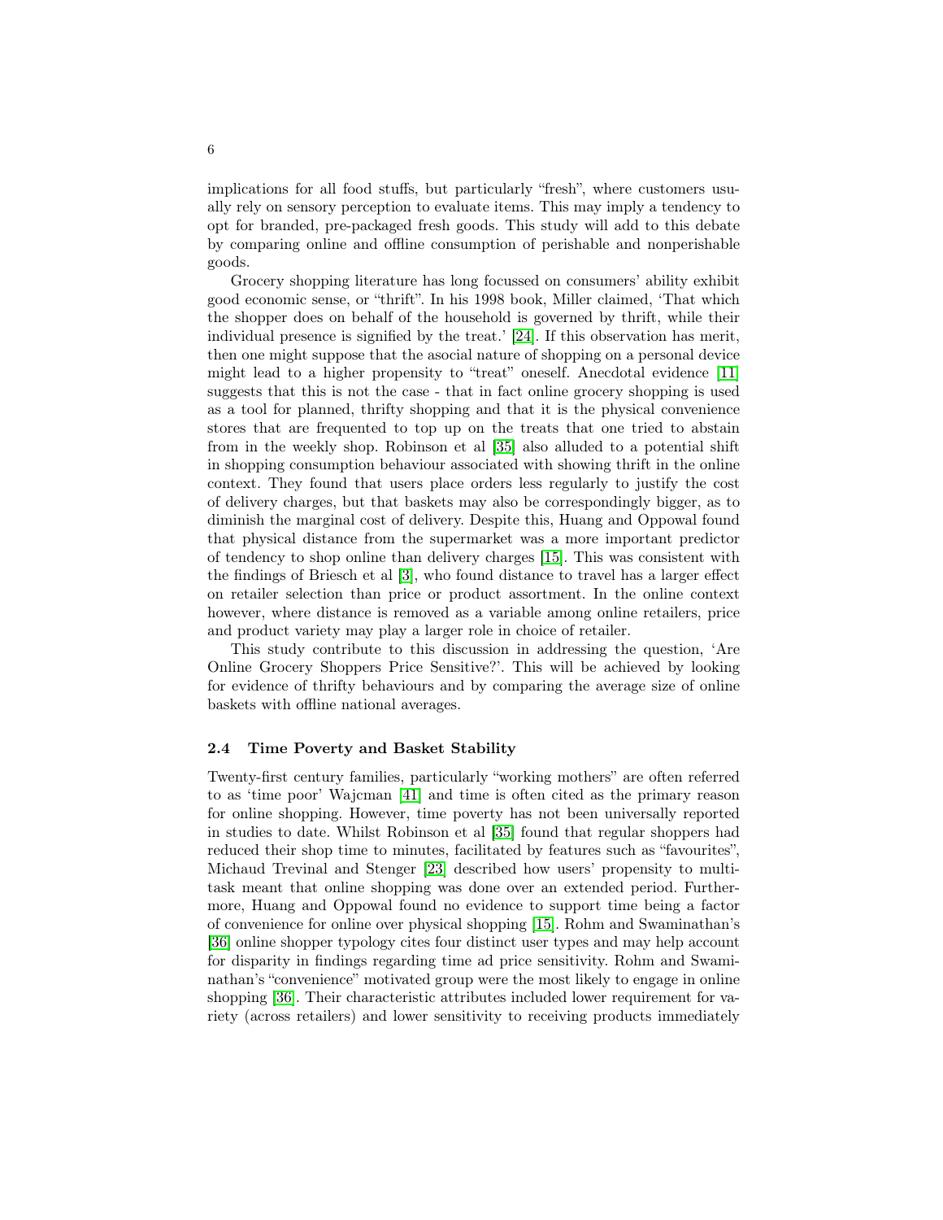implications for all food stuffs, but particularly "fresh", where customers usually rely on sensory perception to evaluate items. This may imply a tendency to opt for branded, pre-packaged fresh goods. This study will add to this debate by comparing online and offline consumption of perishable and nonperishable goods.

Grocery shopping literature has long focussed on consumers' ability exhibit good economic sense, or "thrift". In his 1998 book, Miller claimed, 'That which the shopper does on behalf of the household is governed by thrift, while their individual presence is signified by the treat.' [24]. If this observation has merit, then one might suppose that the asocial nature of shopping on a personal device might lead to a higher propensity to "treat" oneself. Anecdotal evidence [11] suggests that this is not the case - that in fact online grocery shopping is used as a tool for planned, thrifty shopping and that it is the physical convenience stores that are frequented to top up on the treats that one tried to abstain from in the weekly shop. Robinson et al [35] also alluded to a potential shift in shopping consumption behaviour associated with showing thrift in the online context. They found that users place orders less regularly to justify the cost of delivery charges, but that baskets may also be correspondingly bigger, as to diminish the marginal cost of delivery. Despite this, Huang and Oppowal found that physical distance from the supermarket was a more important predictor of tendency to shop online than delivery charges [15]. This was consistent with the findings of Briesch et al [3], who found distance to travel has a larger effect on retailer selection than price or product assortment. In the online context however, where distance is removed as a variable among online retailers, price and product variety may play a larger role in choice of retailer.

This study contribute to this discussion in addressing the question, 'Are Online Grocery Shoppers Price Sensitive?'. This will be achieved by looking for evidence of thrifty behaviours and by comparing the average size of online baskets with offline national averages.

### 2.4 Time Poverty and Basket Stability

Twenty-first century families, particularly "working mothers" are often referred to as 'time poor' Wajcman [41] and time is often cited as the primary reason for online shopping. However, time poverty has not been universally reported in studies to date. Whilst Robinson et al [35] found that regular shoppers had reduced their shop time to minutes, facilitated by features such as "favourites", Michaud Trevinal and Stenger [23] described how users' propensity to multitask meant that online shopping was done over an extended period. Furthermore, Huang and Oppowal found no evidence to support time being a factor of convenience for online over physical shopping [15]. Rohm and Swaminathan's [36] online shopper typology cites four distinct user types and may help account for disparity in findings regarding time ad price sensitivity. Rohm and Swaminathan's "convenience" motivated group were the most likely to engage in online shopping [36]. Their characteristic attributes included lower requirement for variety (across retailers) and lower sensitivity to receiving products immediately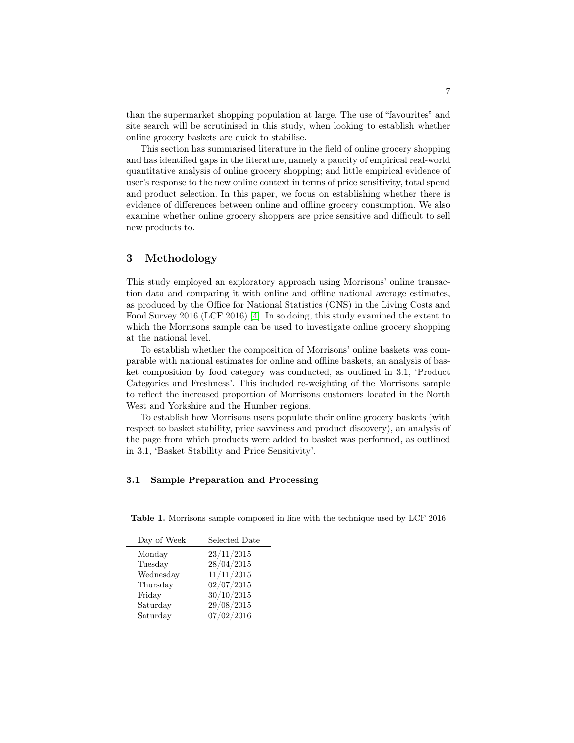than the supermarket shopping population at large. The use of "favourites" and site search will be scrutinised in this study, when looking to establish whether online grocery baskets are quick to stabilise.

This section has summarised literature in the field of online grocery shopping and has identified gaps in the literature, namely a paucity of empirical real-world quantitative analysis of online grocery shopping; and little empirical evidence of user's response to the new online context in terms of price sensitivity, total spend and product selection. In this paper, we focus on establishing whether there is evidence of differences between online and offline grocery consumption. We also examine whether online grocery shoppers are price sensitive and difficult to sell new products to.

## 3 Methodology

This study employed an exploratory approach using Morrisons' online transaction data and comparing it with online and offline national average estimates, as produced by the Office for National Statistics (ONS) in the Living Costs and Food Survey 2016 (LCF 2016) [4]. In so doing, this study examined the extent to which the Morrisons sample can be used to investigate online grocery shopping at the national level.

To establish whether the composition of Morrisons' online baskets was comparable with national estimates for online and offline baskets, an analysis of basket composition by food category was conducted, as outlined in 3.1, 'Product Categories and Freshness'. This included re-weighting of the Morrisons sample to reflect the increased proportion of Morrisons customers located in the North West and Yorkshire and the Humber regions.

To establish how Morrisons users populate their online grocery baskets (with respect to basket stability, price savviness and product discovery), an analysis of the page from which products were added to basket was performed, as outlined in 3.1, 'Basket Stability and Price Sensitivity'.

### 3.1 Sample Preparation and Processing

**Table 1.** Morrisons sample composed in line with the technique used by LCF 2016

| Day of Week | Selected Date |
|---|---|
| Monday | 23/11/2015 |
| Tuesday | 28/04/2015 |
| Wednesday | 11/11/2015 |
| Thursday | 02/07/2015 |
| Friday | 30/10/2015 |
| Saturday | 29/08/2015 |
| Saturday | 07/02/2016 |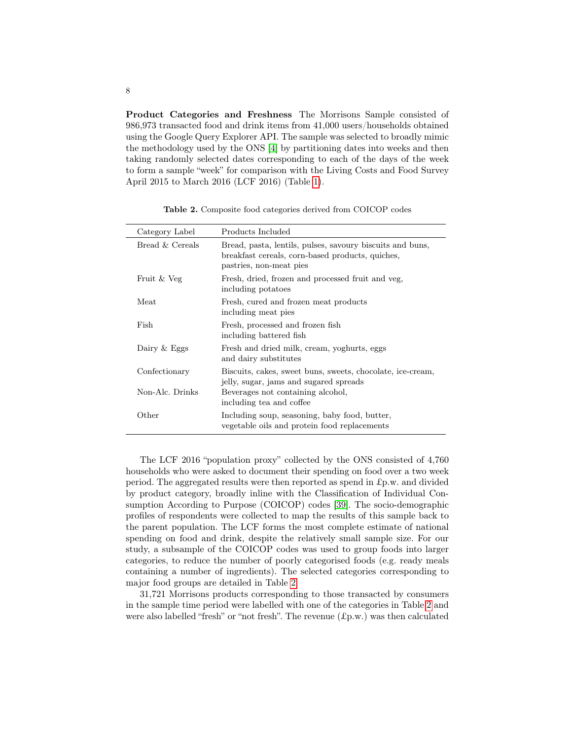**Product Categories and Freshness** The Morrisons Sample consisted of 986,973 transacted food and drink items from 41,000 users/households obtained using the Google Query Explorer API. The sample was selected to broadly mimic the methodology used by the ONS [4] by partitioning dates into weeks and then taking randomly selected dates corresponding to each of the days of the week to form a sample "week" for comparison with the Living Costs and Food Survey April 2015 to March 2016 (LCF 2016) (Table 1).

**Table 2.** Composite food categories derived from COICOP codes

| Category Label | Products Included |
|---|---|
| Bread & Cereals | Bread, pasta, lentils, pulses, savoury biscuits and buns, breakfast cereals, corn-based products, quiches, pastries, non-meat pies |
| Fruit & Veg | Fresh, dried, frozen and processed fruit and veg, including potatoes |
| Meat | Fresh, cured and frozen meat products including meat pies |
| Fish | Fresh, processed and frozen fish including battered fish |
| Dairy & Eggs | Fresh and dried milk, cream, yoghurts, eggs and dairy substitutes |
| Confectionary | Biscuits, cakes, sweet buns, sweets, chocolate, ice-cream, jelly, sugar, jams and sugared spreads |
| Non-Alc. Drinks | Beverages not containing alcohol, including tea and coffee |
| Other | Including soup, seasoning, baby food, butter, vegetable oils and protein food replacements |

The LCF 2016 "population proxy" collected by the ONS consisted of 4,760 households who were asked to document their spending on food over a two week period. The aggregated results were then reported as spend in £p.w. and divided by product category, broadly inline with the Classification of Individual Consumption According to Purpose (COICOP) codes [39]. The socio-demographic profiles of respondents were collected to map the results of this sample back to the parent population. The LCF forms the most complete estimate of national spending on food and drink, despite the relatively small sample size. For our study, a subsample of the COICOP codes was used to group foods into larger categories, to reduce the number of poorly categorised foods (e.g. ready meals containing a number of ingredients). The selected categories corresponding to major food groups are detailed in Table 2.

31,721 Morrisons products corresponding to those transacted by consumers in the sample time period were labelled with one of the categories in Table 2 and were also labelled "fresh" or "not fresh". The revenue (£p.w.) was then calculated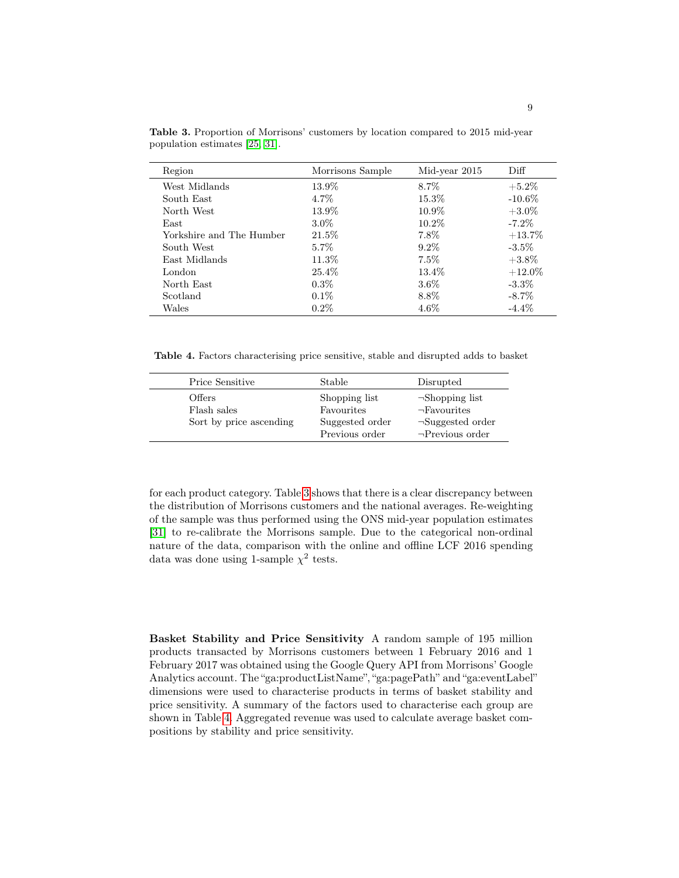**Table 3.** Proportion of Morrisons' customers by location compared to 2015 mid-year population estimates [25] [31].

| Region | Morrisons Sample | Mid-year 2015 | Diff |
|---|---|---|---|
| West Midlands | 13.9% | 8.7% | +5.2% |
| South East | 4.7% | 15.3% | -10.6% |
| North West | 13.9% | 10.9% | +3.0% |
| East | 3.0% | 10.2% | -7.2% |
| Yorkshire and The Humber | 21.5% | 7.8% | +13.7% |
| South West | 5.7% | 9.2% | -3.5% |
| East Midlands | 11.3% | 7.5% | +3.8% |
| London | 25.4% | 13.4% | +12.0% |
| North East | 0.3% | 3.6% | -3.3% |
| Scotland | 0.1% | 8.8% | -8.7% |
| Wales | 0.2% | 4.6% | -4.4% |

**Table 4.** Factors characterising price sensitive, stable and disrupted adds to basket

| Price Sensitive | Stable | Disrupted |
|---|---|---|
| Offers | Shopping list | ¬Shopping list |
| Flash sales | Favourites | ¬Favourites |
| Sort by price ascending | Suggested order | ¬Suggested order |
| | Previous order | ¬Previous order |

for each product category. Table 3 shows that there is a clear discrepancy between the distribution of Morrisons customers and the national averages. Re-weighting of the sample was thus performed using the ONS mid-year population estimates [31] to re-calibrate the Morrisons sample. Due to the categorical non-ordinal nature of the data, comparison with the online and offline LCF 2016 spending data was done using 1-sample $\chi^2$ tests.

**Basket Stability and Price Sensitivity** A random sample of 195 million products transacted by Morrisons customers between 1 February 2016 and 1 February 2017 was obtained using the Google Query API from Morrisons' Google Analytics account. The "ga:productListName", "ga:pagePath" and "ga:eventLabel" dimensions were used to characterise products in terms of basket stability and price sensitivity. A summary of the factors used to characterise each group are shown in Table 4. Aggregated revenue was used to calculate average basket compositions by stability and price sensitivity.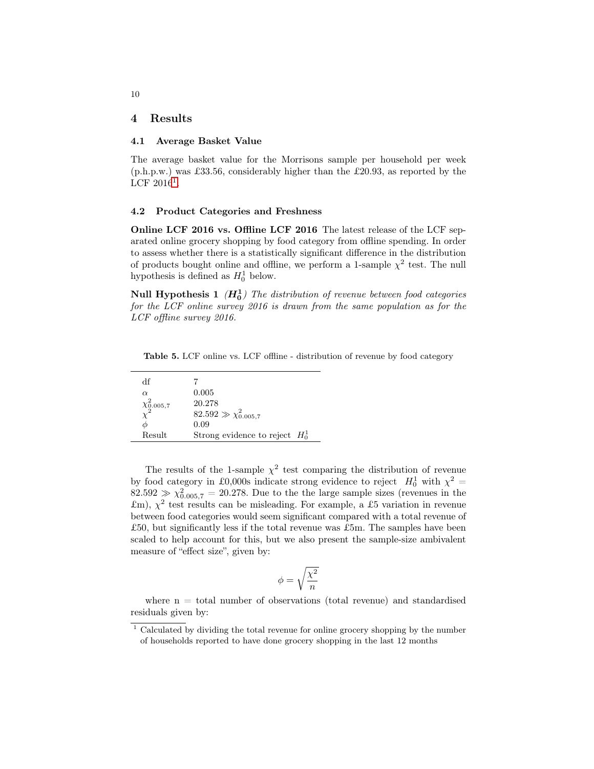## 4 Results

### 4.1 Average Basket Value

The average basket value for the Morrisons sample per household per week (p.h.p.w.) was £33.56, considerably higher than the £20.93, as reported by the LCF 2016[1].

### 4.2 Product Categories and Freshness

**Online LCF 2016 vs. Offline LCF 2016** The latest release of the LCF separated online grocery shopping by food category from offline spending. In order to assess whether there is a statistically significant difference in the distribution of products bought online and offline, we perform a 1-sample $\chi^2$ test. The null hypothesis is defined as $H_0^1$ below.

**Null Hypothesis 1** (***$H_0^1$***) *The distribution of revenue between food categories for the LCF online survey 2016 is drawn from the same population as for the LCF offline survey 2016.*

**Table 5.** LCF online vs. LCF offline - distribution of revenue by food category

| | |
|---|---|
| df | 7 |
| $\alpha$ | 0.005 |
| $\chi^2_{0.005,7}$ | 20.278 |
| $\chi^2$ | $82.592 \gg \chi^2_{0.005,7}$ |
| $\phi$ | 0.09 |
| Result | Strong evidence to reject $H_0^1$ |

The results of the 1-sample $\chi^2$ test comparing the distribution of revenue by food category in £0,000s indicate strong evidence to reject $H_0^1$ with $\chi^2 = 82.592 \gg \chi^2_{0.005,7} = 20.278$. Due to the the large sample sizes (revenues in the £m), $\chi^2$ test results can be misleading. For example, a £5 variation in revenue between food categories would seem significant compared with a total revenue of £50, but significantly less if the total revenue was £5m. The samples have been scaled to help account for this, but we also present the sample-size ambivalent measure of "effect size", given by:

$$\phi = \sqrt{\frac{\chi^2}{n}}$$

where n = total number of observations (total revenue) and standardised residuals given by:

[1] Calculated by dividing the total revenue for online grocery shopping by the number of households reported to have done grocery shopping in the last 12 months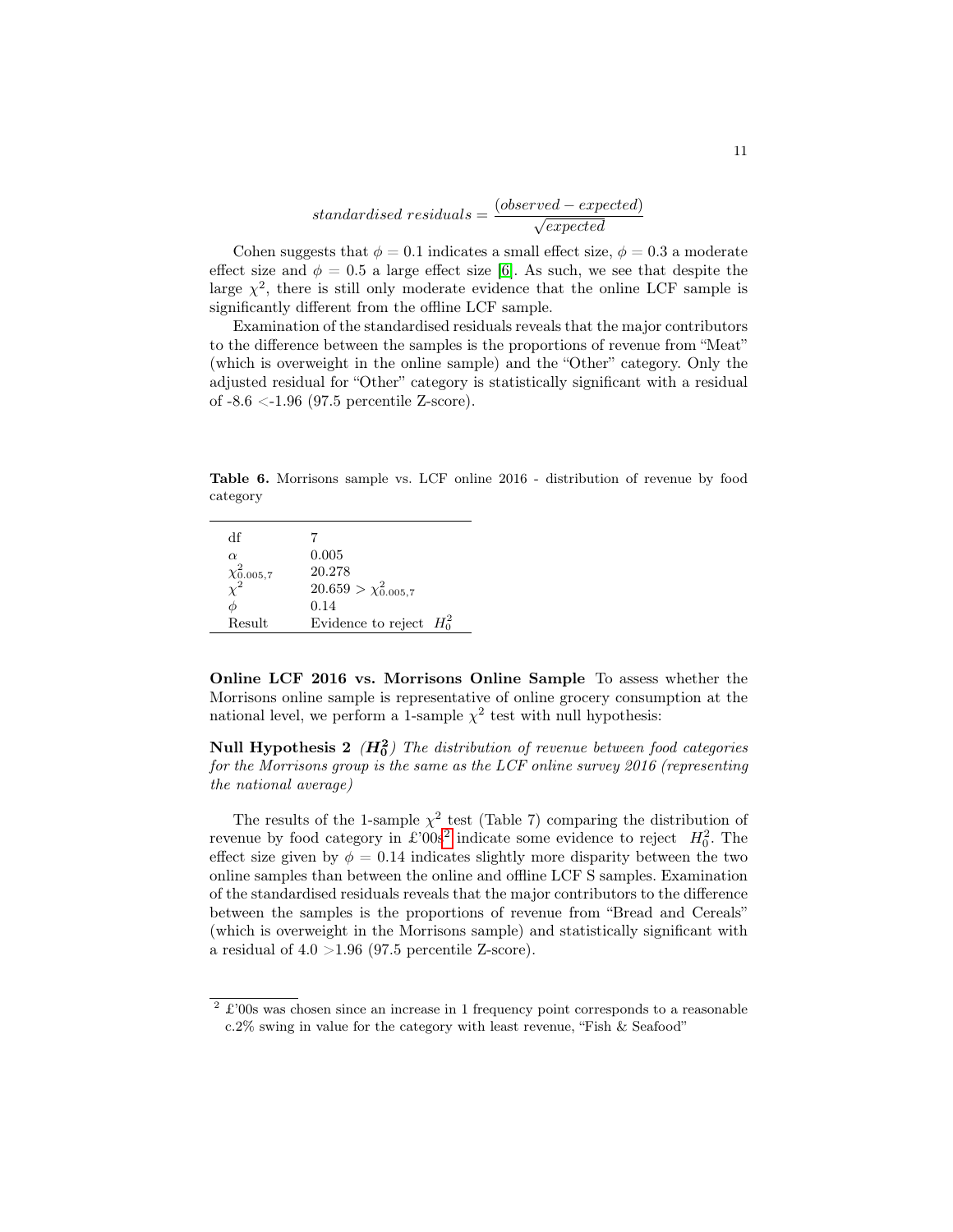$$standardised\ residuals = \frac{(observed - expected)}{\sqrt{expected}}$$

Cohen suggests that $\phi = 0.1$ indicates a small effect size, $\phi = 0.3$ a moderate effect size and $\phi = 0.5$ a large effect size [6]. As such, we see that despite the large $\chi^2$, there is still only moderate evidence that the online LCF sample is significantly different from the offline LCF sample.

Examination of the standardised residuals reveals that the major contributors to the difference between the samples is the proportions of revenue from "Meat" (which is overweight in the online sample) and the "Other" category. Only the adjusted residual for "Other" category is statistically significant with a residual of -8.6 <-1.96 (97.5 percentile Z-score).

**Table 6.** Morrisons sample vs. LCF online 2016 - distribution of revenue by food category

| | |
|---|---|
| df | 7 |
| $\alpha$ | 0.005 |
| $\chi^2_{0.005,7}$ | 20.278 |
| $\chi^2$ | $20.659 > \chi^2_{0.005,7}$ |
| $\phi$ | 0.14 |
| Result | Evidence to reject $H_0^2$ |

**Online LCF 2016 vs. Morrisons Online Sample** To assess whether the Morrisons online sample is representative of online grocery consumption at the national level, we perform a 1-sample $\chi^2$ test with null hypothesis:

**Null Hypothesis 2** *($H_0^2$) The distribution of revenue between food categories for the Morrisons group is the same as the LCF online survey 2016 (representing the national average)*

The results of the 1-sample $\chi^2$ test (Table 7) comparing the distribution of revenue by food category in £'00s[2] indicate some evidence to reject $H_0^2$. The effect size given by $\phi = 0.14$ indicates slightly more disparity between the two online samples than between the online and offline LCF S samples. Examination of the standardised residuals reveals that the major contributors to the difference between the samples is the proportions of revenue from "Bread and Cereals" (which is overweight in the Morrisons sample) and statistically significant with a residual of 4.0 >1.96 (97.5 percentile Z-score).

[2] £'00s was chosen since an increase in 1 frequency point corresponds to a reasonable c.2% swing in value for the category with least revenue, "Fish & Seafood"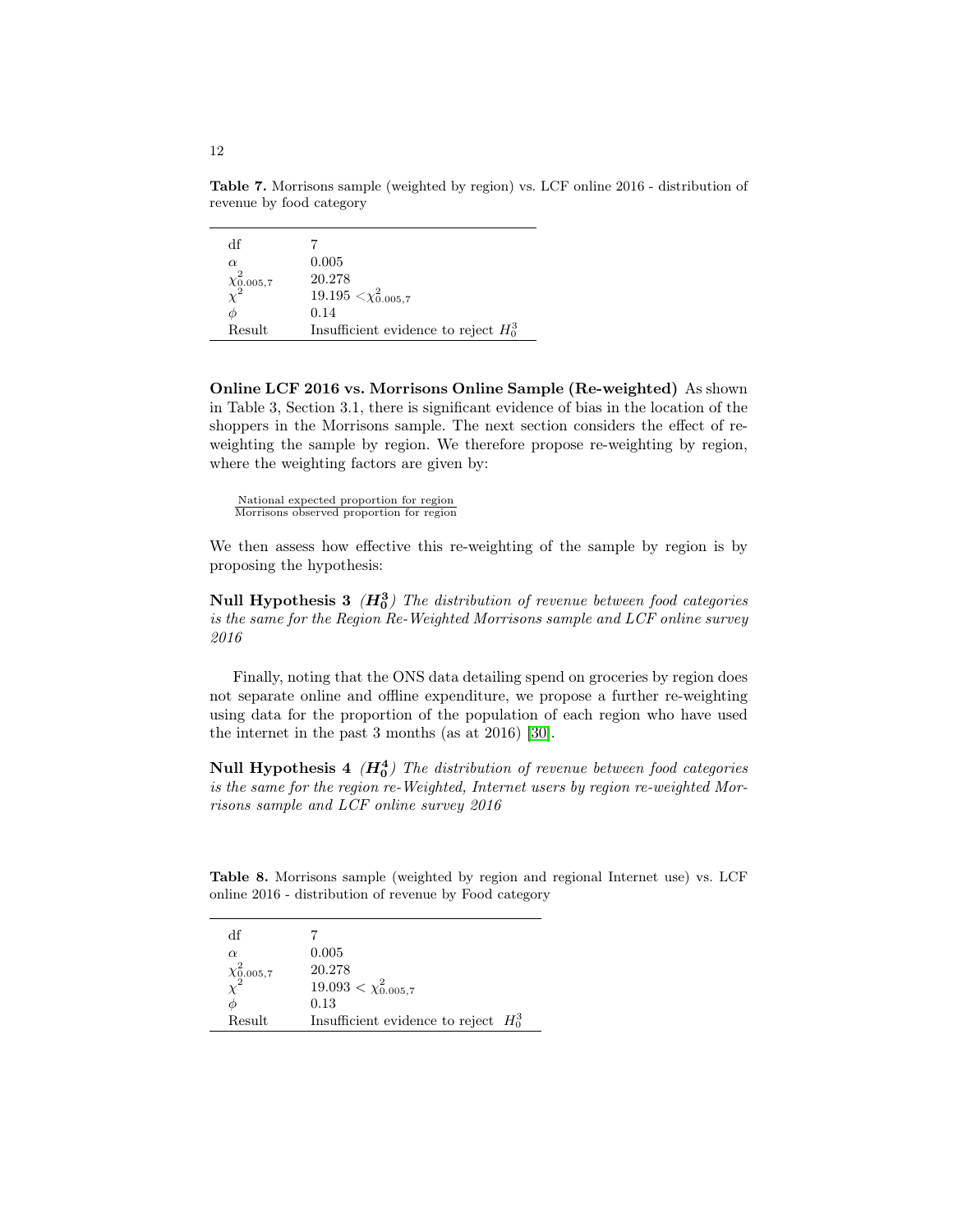**Table 7.** Morrisons sample (weighted by region) vs. LCF online 2016 - distribution of revenue by food category

| | |
|---|---|
| df | 7 |
| $\alpha$ | 0.005 |
| $\chi^2_{0.005,7}$ | 20.278 |
| $\chi^2$ | $19.195 < \chi^2_{0.005,7}$ |
| $\phi$ | 0.14 |
| Result | Insufficient evidence to reject $H_0^3$ |

**Online LCF 2016 vs. Morrisons Online Sample (Re-weighted)** As shown in Table 3, Section 3.1, there is significant evidence of bias in the location of the shoppers in the Morrisons sample. The next section considers the effect of re-weighting the sample by region. We therefore propose re-weighting by region, where the weighting factors are given by:

$$\frac{\text{National expected proportion for region}}{\text{Morrisons observed proportion for region}}$$

We then assess how effective this re-weighting of the sample by region is by proposing the hypothesis:

**Null Hypothesis 3** ($\boldsymbol{H_0^3}$) *The distribution of revenue between food categories is the same for the Region Re-Weighted Morrisons sample and LCF online survey 2016*

Finally, noting that the ONS data detailing spend on groceries by region does not separate online and offline expenditure, we propose a further re-weighting using data for the proportion of the population of each region who have used the internet in the past 3 months (as at 2016) [30].

**Null Hypothesis 4** ($\boldsymbol{H_0^4}$) *The distribution of revenue between food categories is the same for the region re-Weighted, Internet users by region re-weighted Morrisons sample and LCF online survey 2016*

**Table 8.** Morrisons sample (weighted by region and regional Internet use) vs. LCF online 2016 - distribution of revenue by Food category

| | |
|---|---|
| df | 7 |
| $\alpha$ | 0.005 |
| $\chi^2_{0.005,7}$ | 20.278 |
| $\chi^2$ | $19.093 < \chi^2_{0.005,7}$ |
| $\phi$ | 0.13 |
| Result | Insufficient evidence to reject $H_0^3$ |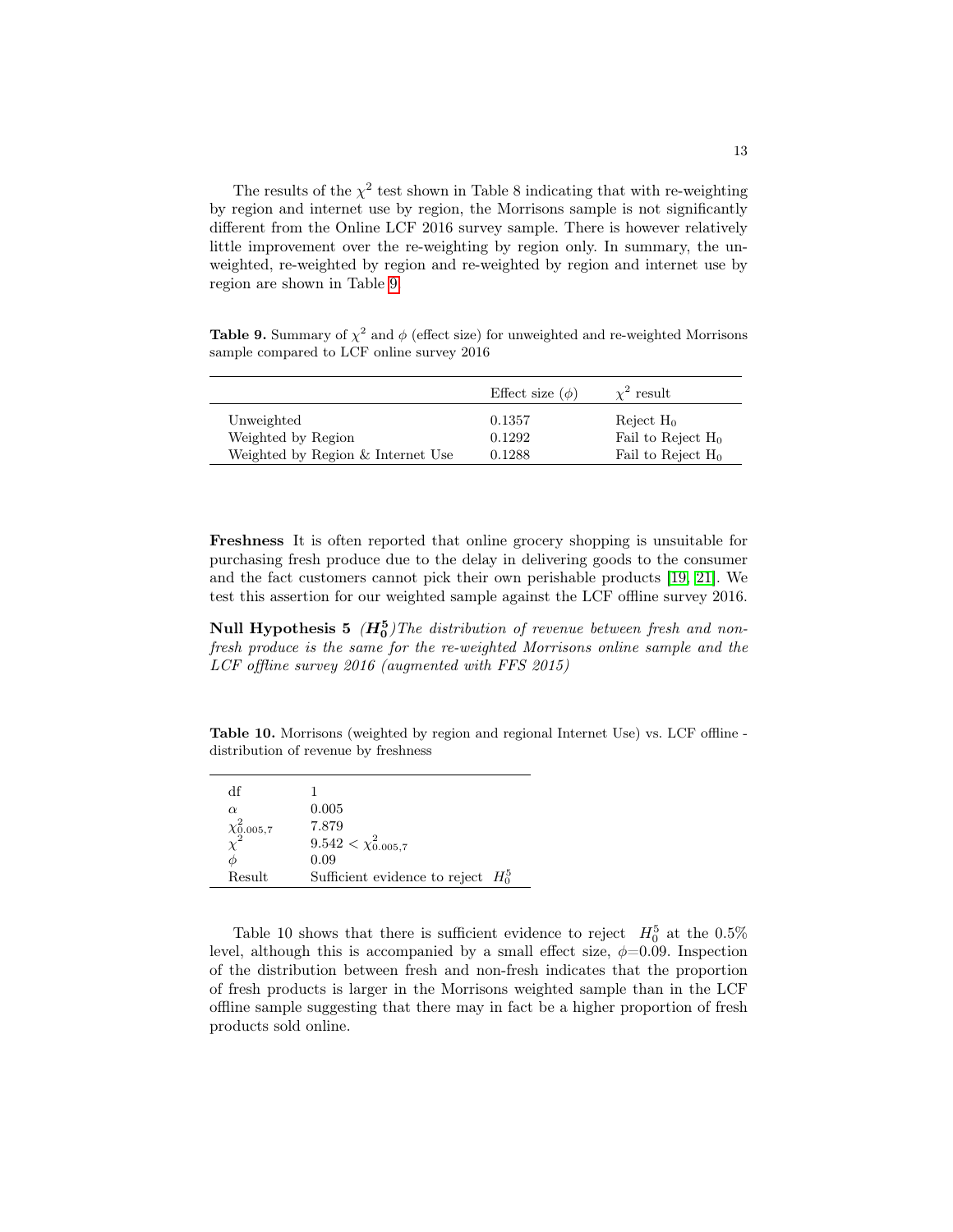The results of the $\chi^2$ test shown in Table 8 indicating that with re-weighting by region and internet use by region, the Morrisons sample is not significantly different from the Online LCF 2016 survey sample. There is however relatively little improvement over the re-weighting by region only. In summary, the unweighted, re-weighted by region and re-weighted by region and internet use by region are shown in Table 9.

**Table 9.** Summary of $\chi^2$ and $\phi$ (effect size) for unweighted and re-weighted Morrisons sample compared to LCF online survey 2016

| | Effect size ($\phi$) | $\chi^2$ result |
|---|---|---|
| Unweighted | 0.1357 | Reject $H_0$ |
| Weighted by Region | 0.1292 | Fail to Reject $H_0$ |
| Weighted by Region & Internet Use | 0.1288 | Fail to Reject $H_0$ |

**Freshness** It is often reported that online grocery shopping is unsuitable for purchasing fresh produce due to the delay in delivering goods to the consumer and the fact customers cannot pick their own perishable products [19, 21]. We test this assertion for our weighted sample against the LCF offline survey 2016.

**Null Hypothesis 5** ($\boldsymbol{H_0^5}$) *The distribution of revenue between fresh and non-fresh produce is the same for the re-weighted Morrisons online sample and the LCF offline survey 2016 (augmented with FFS 2015)*

**Table 10.** Morrisons (weighted by region and regional Internet Use) vs. LCF offline - distribution of revenue by freshness

| | |
|---|---|
| df | 1 |
| $\alpha$ | 0.005 |
| $\chi^2_{0.005,7}$ | 7.879 |
| $\chi^2$ | $9.542 < \chi^2_{0.005,7}$ |
| $\phi$ | 0.09 |
| Result | Sufficient evidence to reject $H_0^5$ |

Table 10 shows that there is sufficient evidence to reject $H_0^5$ at the 0.5% level, although this is accompanied by a small effect size, $\phi$=0.09. Inspection of the distribution between fresh and non-fresh indicates that the proportion of fresh products is larger in the Morrisons weighted sample than in the LCF offline sample suggesting that there may in fact be a higher proportion of fresh products sold online.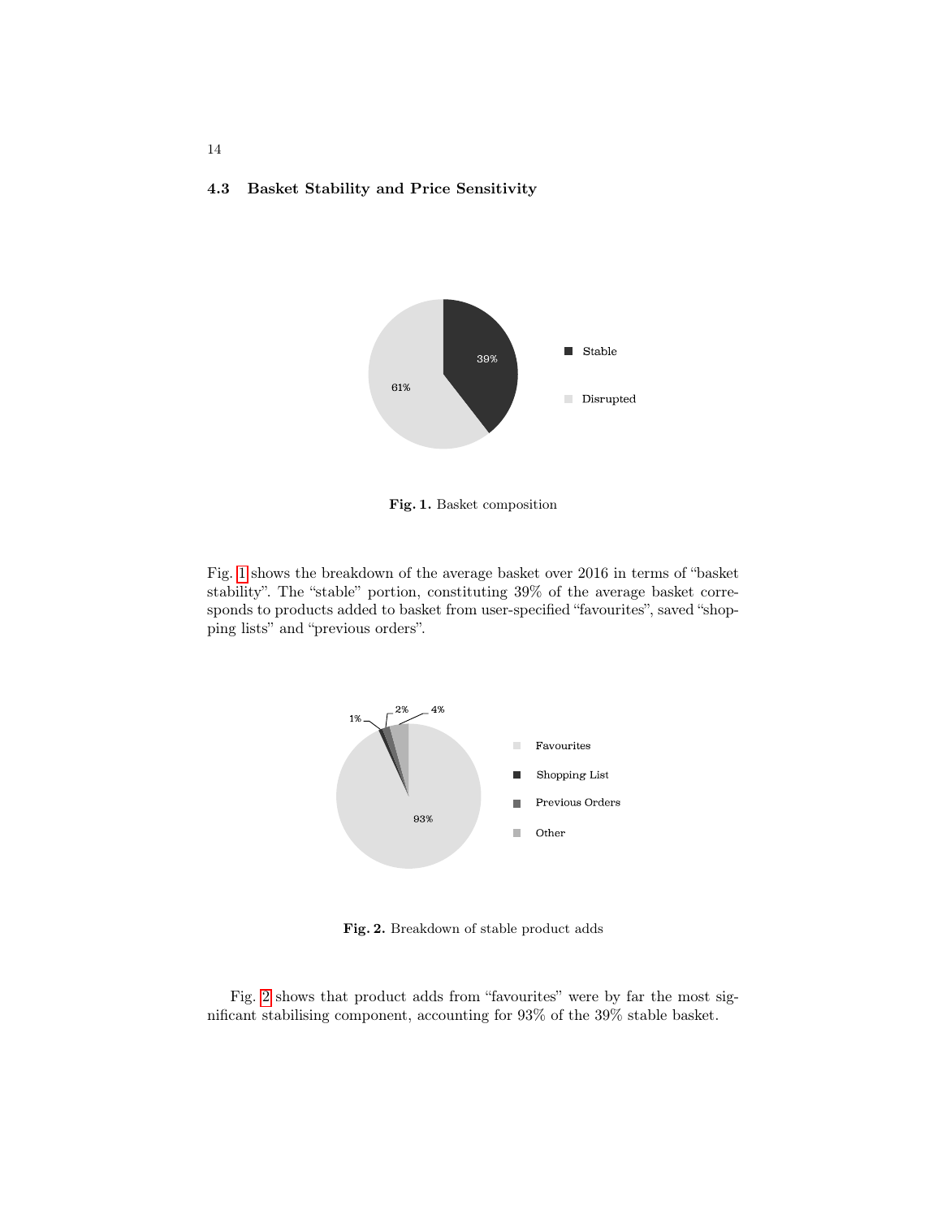### 4.3 Basket Stability and Price Sensitivity

Fig. 1. Basket composition

Fig. 1 shows the breakdown of the average basket over 2016 in terms of "basket stability". The "stable" portion, constituting 39% of the average basket corresponds to products added to basket from user-specified "favourites", saved "shopping lists" and "previous orders".

Fig. 2. Breakdown of stable product adds

Fig. 2 shows that product adds from "favourites" were by far the most significant stabilising component, accounting for 93% of the 39% stable basket.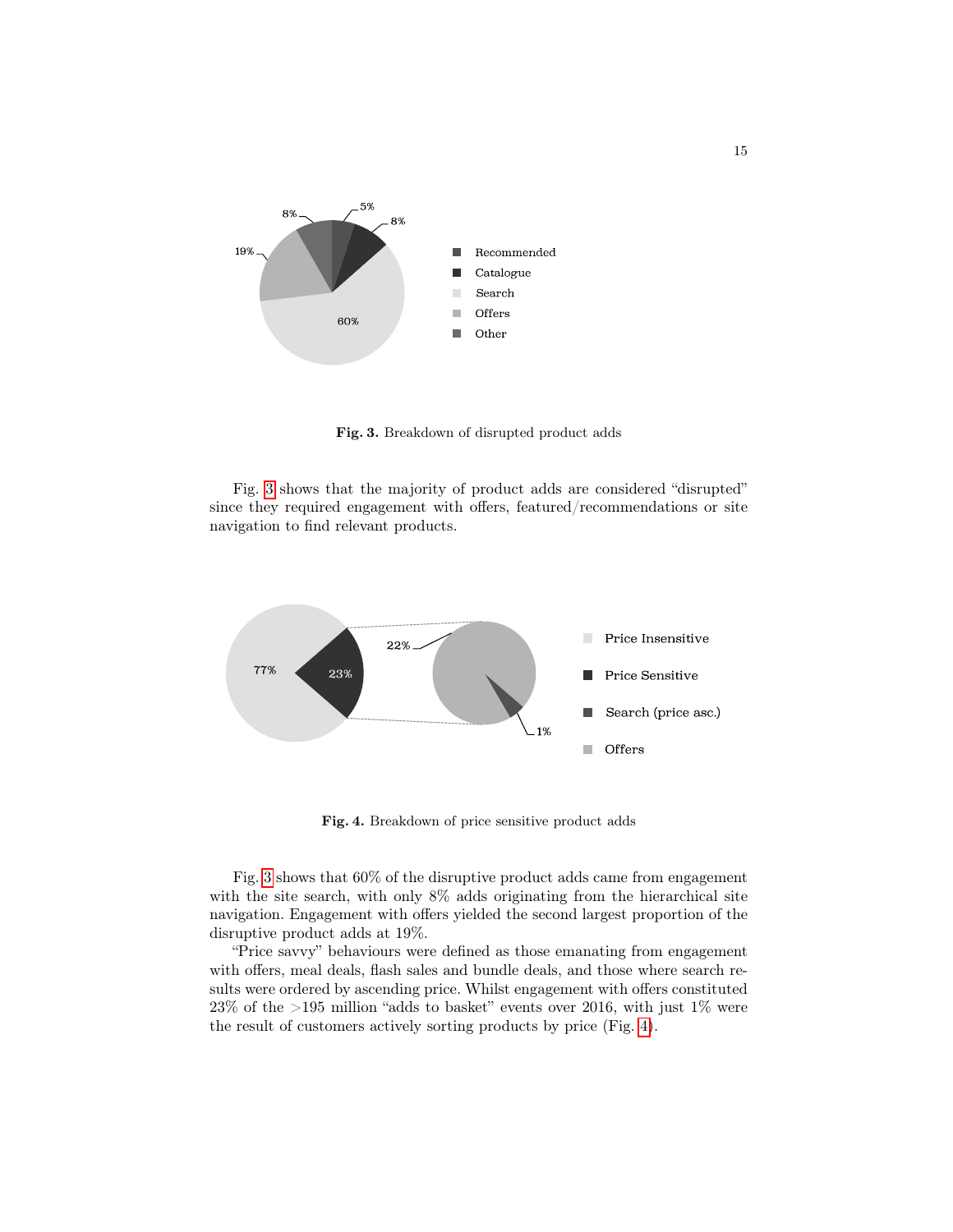**Fig. 3.** Breakdown of disrupted product adds

Fig. 3 shows that the majority of product adds are considered "disrupted" since they required engagement with offers, featured/recommendations or site navigation to find relevant products.

**Fig. 4.** Breakdown of price sensitive product adds

Fig. 3 shows that 60% of the disruptive product adds came from engagement with the site search, with only 8% adds originating from the hierarchical site navigation. Engagement with offers yielded the second largest proportion of the disruptive product adds at 19%.

"Price savvy" behaviours were defined as those emanating from engagement with offers, meal deals, flash sales and bundle deals, and those where search results were ordered by ascending price. Whilst engagement with offers constituted 23% of the >195 million "adds to basket" events over 2016, with just 1% were the result of customers actively sorting products by price (Fig. 4).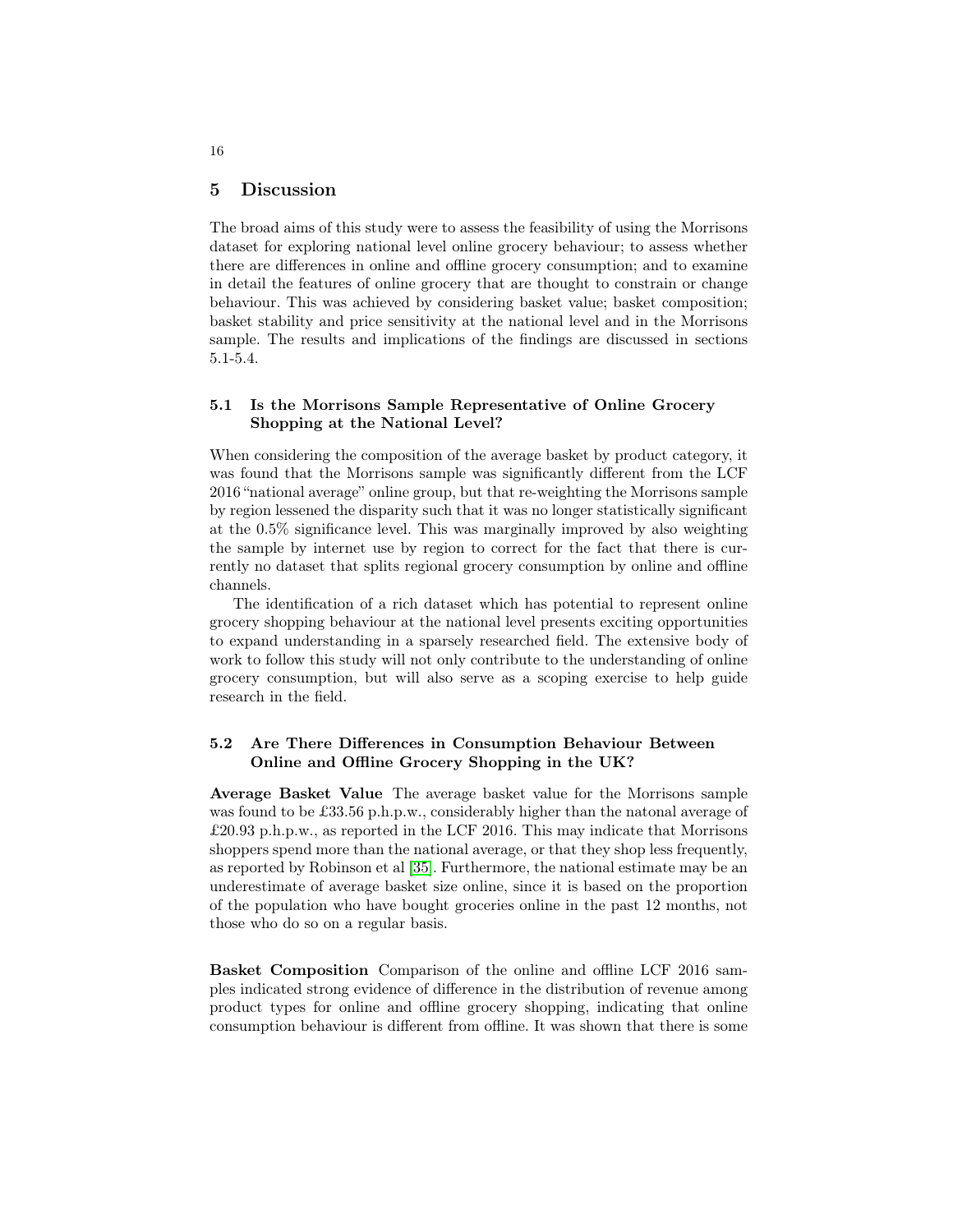## 5 Discussion

The broad aims of this study were to assess the feasibility of using the Morrisons dataset for exploring national level online grocery behaviour; to assess whether there are differences in online and offline grocery consumption; and to examine in detail the features of online grocery that are thought to constrain or change behaviour. This was achieved by considering basket value; basket composition; basket stability and price sensitivity at the national level and in the Morrisons sample. The results and implications of the findings are discussed in sections 5.1-5.4.

### 5.1 Is the Morrisons Sample Representative of Online Grocery Shopping at the National Level?

When considering the composition of the average basket by product category, it was found that the Morrisons sample was significantly different from the LCF 2016 "national average" online group, but that re-weighting the Morrisons sample by region lessened the disparity such that it was no longer statistically significant at the 0.5% significance level. This was marginally improved by also weighting the sample by internet use by region to correct for the fact that there is currently no dataset that splits regional grocery consumption by online and offline channels.

The identification of a rich dataset which has potential to represent online grocery shopping behaviour at the national level presents exciting opportunities to expand understanding in a sparsely researched field. The extensive body of work to follow this study will not only contribute to the understanding of online grocery consumption, but will also serve as a scoping exercise to help guide research in the field.

### 5.2 Are There Differences in Consumption Behaviour Between Online and Offline Grocery Shopping in the UK?

**Average Basket Value** The average basket value for the Morrisons sample was found to be £33.56 p.h.p.w., considerably higher than the natonal average of £20.93 p.h.p.w., as reported in the LCF 2016. This may indicate that Morrisons shoppers spend more than the national average, or that they shop less frequently, as reported by Robinson et al [35]. Furthermore, the national estimate may be an underestimate of average basket size online, since it is based on the proportion of the population who have bought groceries online in the past 12 months, not those who do so on a regular basis.

**Basket Composition** Comparison of the online and offline LCF 2016 samples indicated strong evidence of difference in the distribution of revenue among product types for online and offline grocery shopping, indicating that online consumption behaviour is different from offline. It was shown that there is some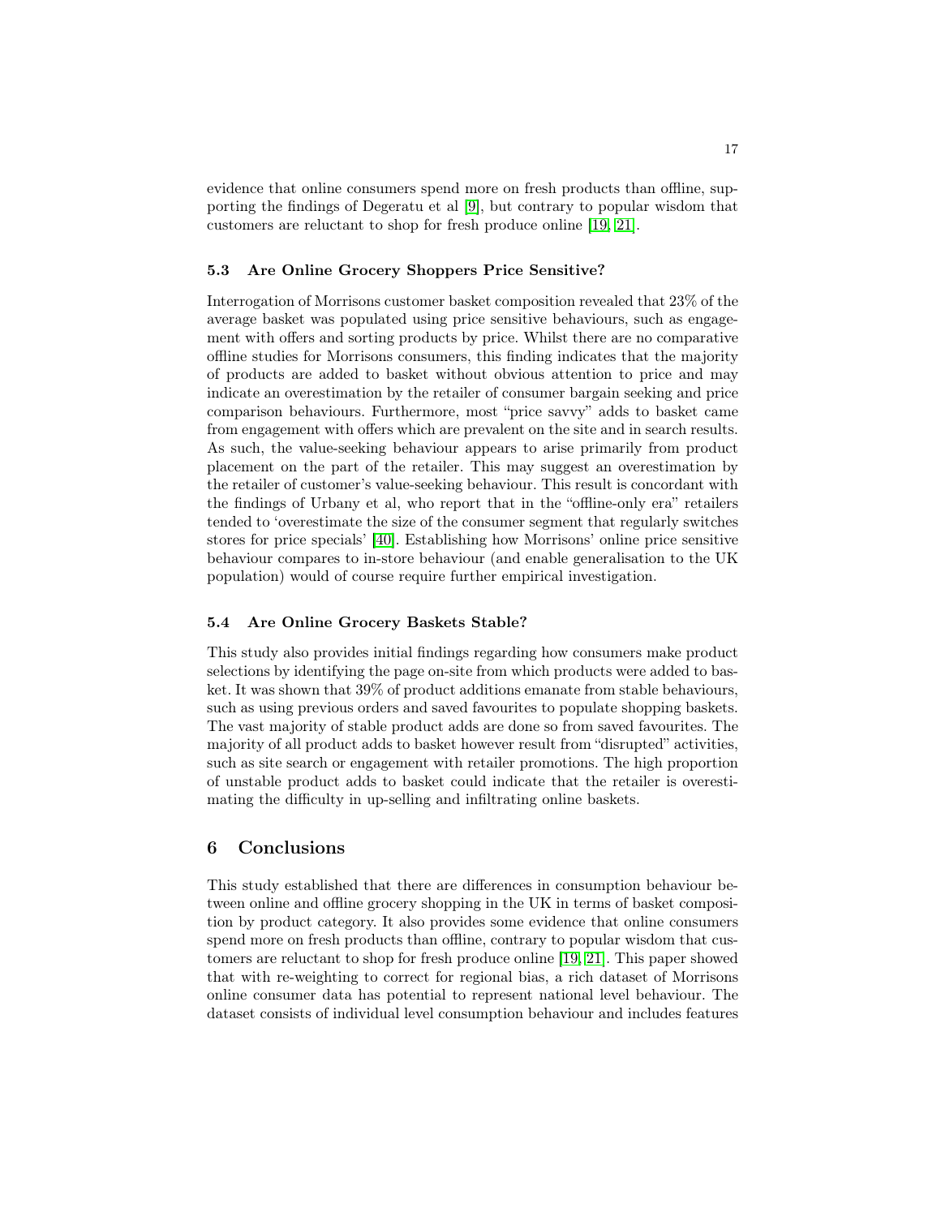evidence that online consumers spend more on fresh products than offline, supporting the findings of Degeratu et al [9], but contrary to popular wisdom that customers are reluctant to shop for fresh produce online [19, 21].

### 5.3 Are Online Grocery Shoppers Price Sensitive?

Interrogation of Morrisons customer basket composition revealed that 23% of the average basket was populated using price sensitive behaviours, such as engagement with offers and sorting products by price. Whilst there are no comparative offline studies for Morrisons consumers, this finding indicates that the majority of products are added to basket without obvious attention to price and may indicate an overestimation by the retailer of consumer bargain seeking and price comparison behaviours. Furthermore, most "price savvy" adds to basket came from engagement with offers which are prevalent on the site and in search results. As such, the value-seeking behaviour appears to arise primarily from product placement on the part of the retailer. This may suggest an overestimation by the retailer of customer's value-seeking behaviour. This result is concordant with the findings of Urbany et al, who report that in the "offline-only era" retailers tended to 'overestimate the size of the consumer segment that regularly switches stores for price specials' [40]. Establishing how Morrisons' online price sensitive behaviour compares to in-store behaviour (and enable generalisation to the UK population) would of course require further empirical investigation.

### 5.4 Are Online Grocery Baskets Stable?

This study also provides initial findings regarding how consumers make product selections by identifying the page on-site from which products were added to basket. It was shown that 39% of product additions emanate from stable behaviours, such as using previous orders and saved favourites to populate shopping baskets. The vast majority of stable product adds are done so from saved favourites. The majority of all product adds to basket however result from "disrupted" activities, such as site search or engagement with retailer promotions. The high proportion of unstable product adds to basket could indicate that the retailer is overestimating the difficulty in up-selling and infiltrating online baskets.

## 6 Conclusions

This study established that there are differences in consumption behaviour between online and offline grocery shopping in the UK in terms of basket composition by product category. It also provides some evidence that online consumers spend more on fresh products than offline, contrary to popular wisdom that customers are reluctant to shop for fresh produce online [19, 21]. This paper showed that with re-weighting to correct for regional bias, a rich dataset of Morrisons online consumer data has potential to represent national level behaviour. The dataset consists of individual level consumption behaviour and includes features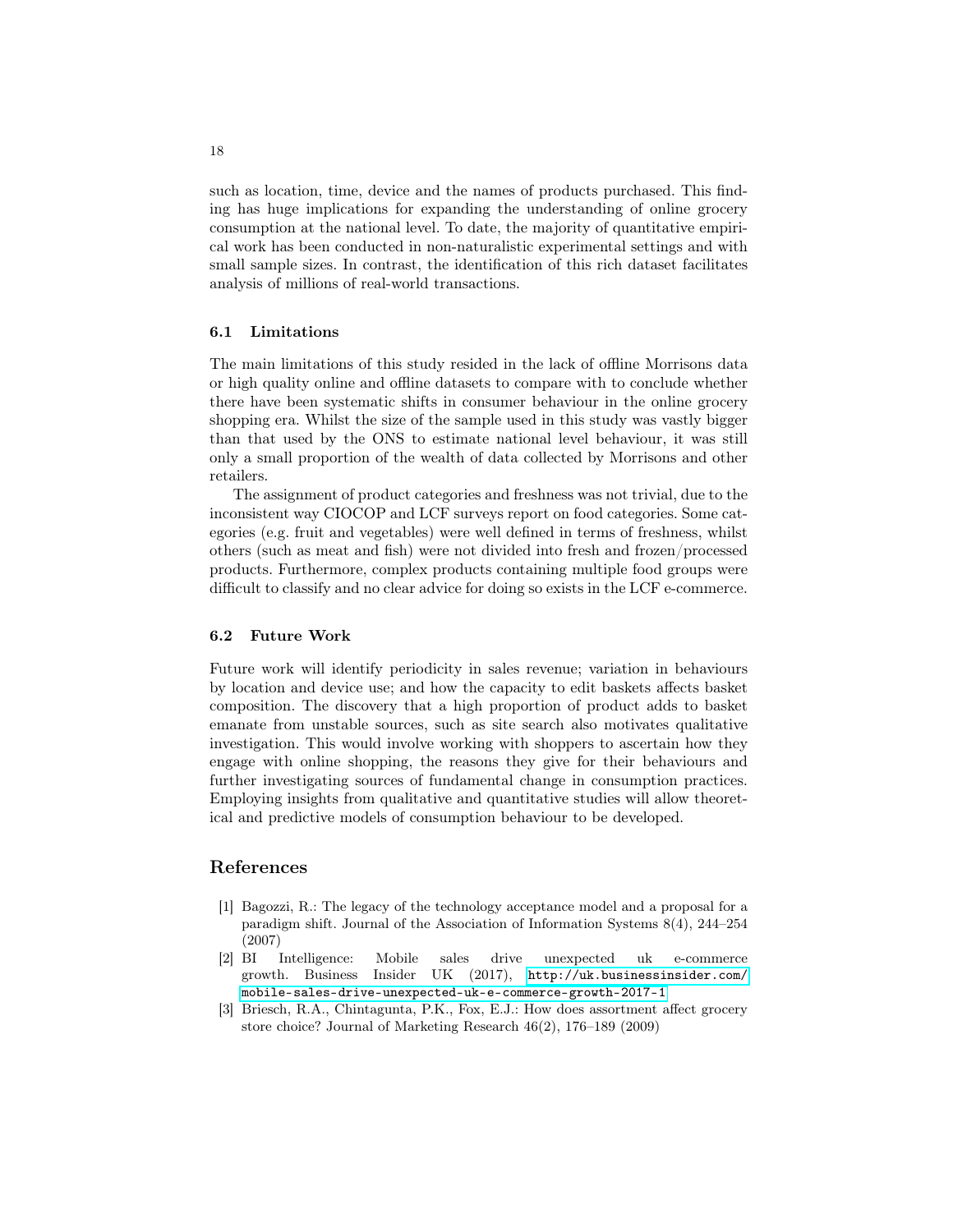such as location, time, device and the names of products purchased. This finding has huge implications for expanding the understanding of online grocery consumption at the national level. To date, the majority of quantitative empirical work has been conducted in non-naturalistic experimental settings and with small sample sizes. In contrast, the identification of this rich dataset facilitates analysis of millions of real-world transactions.

### 6.1 Limitations

The main limitations of this study resided in the lack of offline Morrisons data or high quality online and offline datasets to compare with to conclude whether there have been systematic shifts in consumer behaviour in the online grocery shopping era. Whilst the size of the sample used in this study was vastly bigger than that used by the ONS to estimate national level behaviour, it was still only a small proportion of the wealth of data collected by Morrisons and other retailers.

The assignment of product categories and freshness was not trivial, due to the inconsistent way CIOCOP and LCF surveys report on food categories. Some categories (e.g. fruit and vegetables) were well defined in terms of freshness, whilst others (such as meat and fish) were not divided into fresh and frozen/processed products. Furthermore, complex products containing multiple food groups were difficult to classify and no clear advice for doing so exists in the LCF e-commerce.

### 6.2 Future Work

Future work will identify periodicity in sales revenue; variation in behaviours by location and device use; and how the capacity to edit baskets affects basket composition. The discovery that a high proportion of product adds to basket emanate from unstable sources, such as site search also motivates qualitative investigation. This would involve working with shoppers to ascertain how they engage with online shopping, the reasons they give for their behaviours and further investigating sources of fundamental change in consumption practices. Employing insights from qualitative and quantitative studies will allow theoretical and predictive models of consumption behaviour to be developed.

## References

[1] Bagozzi, R.: The legacy of the technology acceptance model and a proposal for a paradigm shift. Journal of the Association of Information Systems 8(4), 244–254 (2007)

[2] BI Intelligence: Mobile sales drive unexpected uk e-commerce growth. Business Insider UK (2017), http://uk.businessinsider.com/mobile-sales-drive-unexpected-uk-e-commerce-growth-2017-1

[3] Briesch, R.A., Chintagunta, P.K., Fox, E.J.: How does assortment affect grocery store choice? Journal of Marketing Research 46(2), 176–189 (2009)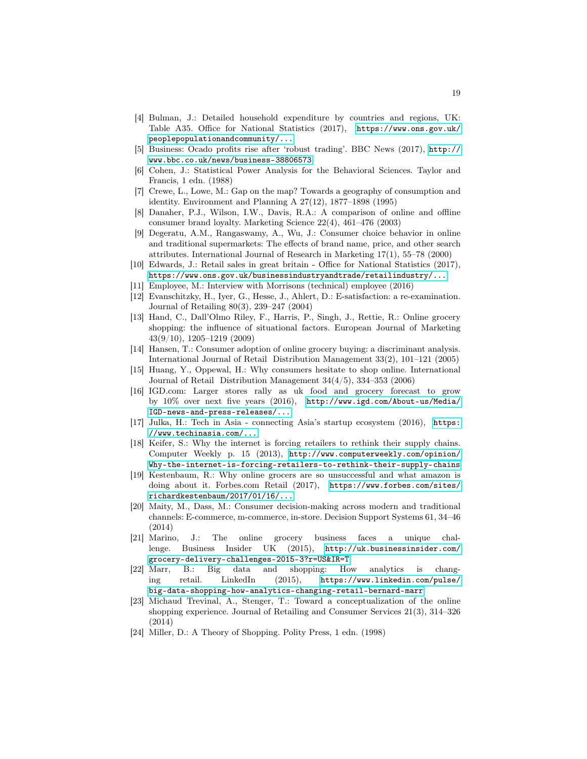[4] Bulman, J.: Detailed household expenditure by countries and regions, UK: Table A35. Office for National Statistics (2017), https://www.ons.gov.uk/peoplepopulationandcommunity/...

[5] Business: Ocado profits rise after 'robust trading'. BBC News (2017), http://www.bbc.co.uk/news/business-38806573

[6] Cohen, J.: Statistical Power Analysis for the Behavioral Sciences. Taylor and Francis, 1 edn. (1988)

[7] Crewe, L., Lowe, M.: Gap on the map? Towards a geography of consumption and identity. Environment and Planning A 27(12), 1877–1898 (1995)

[8] Danaher, P.J., Wilson, I.W., Davis, R.A.: A comparison of online and offline consumer brand loyalty. Marketing Science 22(4), 461–476 (2003)

[9] Degeratu, A.M., Rangaswamy, A., Wu, J.: Consumer choice behavior in online and traditional supermarkets: The effects of brand name, price, and other search attributes. International Journal of Research in Marketing 17(1), 55–78 (2000)

[10] Edwards, J.: Retail sales in great britain - Office for National Statistics (2017), https://www.ons.gov.uk/businessindustryandtrade/retailindustry/...

[11] Employee, M.: Interview with Morrisons (technical) employee (2016)

[12] Evanschitzky, H., Iyer, G., Hesse, J., Ahlert, D.: E-satisfaction: a re-examination. Journal of Retailing 80(3), 239–247 (2004)

[13] Hand, C., Dall'Olmo Riley, F., Harris, P., Singh, J., Rettie, R.: Online grocery shopping: the influence of situational factors. European Journal of Marketing 43(9/10), 1205–1219 (2009)

[14] Hansen, T.: Consumer adoption of online grocery buying: a discriminant analysis. International Journal of Retail Distribution Management 33(2), 101–121 (2005)

[15] Huang, Y., Oppewal, H.: Why consumers hesitate to shop online. International Journal of Retail Distribution Management 34(4/5), 334–353 (2006)

[16] IGD.com: Larger stores rally as uk food and grocery forecast to grow by 10% over next five years (2016), http://www.igd.com/About-us/Media/IGD-news-and-press-releases/...

[17] Julka, H.: Tech in Asia - connecting Asia's startup ecosystem (2016), https://www.techinasia.com/...

[18] Keifer, S.: Why the internet is forcing retailers to rethink their supply chains. Computer Weekly p. 15 (2013), http://www.computerweekly.com/opinion/Why-the-internet-is-forcing-retailers-to-rethink-their-supply-chains

[19] Kestenbaum, R.: Why online grocers are so unsuccessful and what amazon is doing about it. Forbes.com Retail (2017), https://www.forbes.com/sites/richardkestenbaum/2017/01/16/...

[20] Maity, M., Dass, M.: Consumer decision-making across modern and traditional channels: E-commerce, m-commerce, in-store. Decision Support Systems 61, 34–46 (2014)

[21] Marino, J.: The online grocery business faces a unique challenge. Business Insider UK (2015), http://uk.businessinsider.com/grocery-delivery-challenges-2015-3?r=US&IR=T

[22] Marr, B.: Big data and shopping: How analytics is changing retail. LinkedIn (2015), https://www.linkedin.com/pulse/big-data-shopping-how-analytics-changing-retail-bernard-marr

[23] Michaud Trevinal, A., Stenger, T.: Toward a conceptualization of the online shopping experience. Journal of Retailing and Consumer Services 21(3), 314–326 (2014)

[24] Miller, D.: A Theory of Shopping. Polity Press, 1 edn. (1998)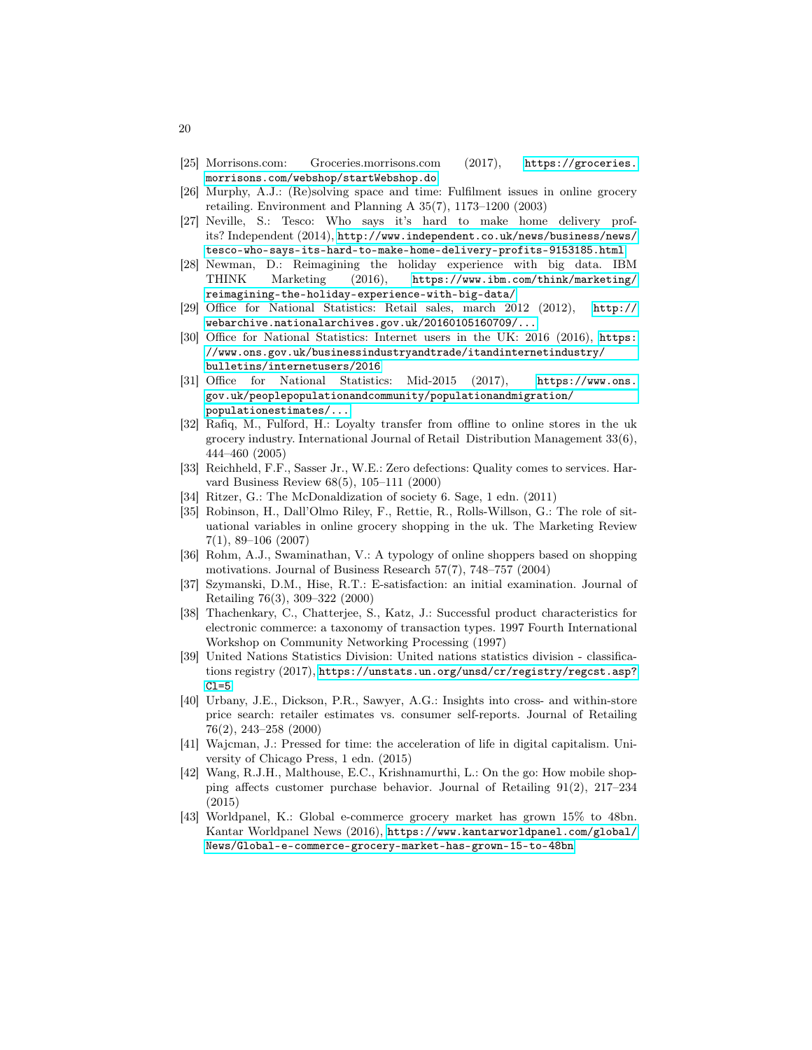[25] Morrisons.com: Groceries.morrisons.com (2017), https://groceries.morrisons.com/webshop/startWebshop.do

[26] Murphy, A.J.: (Re)solving space and time: Fulfilment issues in online grocery retailing. Environment and Planning A 35(7), 1173–1200 (2003)

[27] Neville, S.: Tesco: Who says it's hard to make home delivery profits? Independent (2014), http://www.independent.co.uk/news/business/news/tesco-who-says-its-hard-to-make-home-delivery-profits-9153185.html

[28] Newman, D.: Reimagining the holiday experience with big data. IBM THINK Marketing (2016), https://www.ibm.com/think/marketing/reimagining-the-holiday-experience-with-big-data/

[29] Office for National Statistics: Retail sales, march 2012 (2012), http://webarchive.nationalarchives.gov.uk/20160105160709/...

[30] Office for National Statistics: Internet users in the UK: 2016 (2016), https://www.ons.gov.uk/businessindustryandtrade/itandinternetindustry/bulletins/internetusers/2016

[31] Office for National Statistics: Mid-2015 (2017), https://www.ons.gov.uk/peoplepopulationandcommunity/populationandmigration/populationestimates/...

[32] Rafiq, M., Fulford, H.: Loyalty transfer from offline to online stores in the uk grocery industry. International Journal of Retail Distribution Management 33(6), 444–460 (2005)

[33] Reichheld, F.F., Sasser Jr., W.E.: Zero defections: Quality comes to services. Harvard Business Review 68(5), 105–111 (2000)

[34] Ritzer, G.: The McDonaldization of society 6. Sage, 1 edn. (2011)

[35] Robinson, H., Dall'Olmo Riley, F., Rettie, R., Rolls-Willson, G.: The role of situational variables in online grocery shopping in the uk. The Marketing Review 7(1), 89–106 (2007)

[36] Rohm, A.J., Swaminathan, V.: A typology of online shoppers based on shopping motivations. Journal of Business Research 57(7), 748–757 (2004)

[37] Szymanski, D.M., Hise, R.T.: E-satisfaction: an initial examination. Journal of Retailing 76(3), 309–322 (2000)

[38] Thachenkary, C., Chatterjee, S., Katz, J.: Successful product characteristics for electronic commerce: a taxonomy of transaction types. 1997 Fourth International Workshop on Community Networking Processing (1997)

[39] United Nations Statistics Division: United nations statistics division - classifications registry (2017), https://unstats.un.org/unsd/cr/registry/regcst.asp?Cl=5

[40] Urbany, J.E., Dickson, P.R., Sawyer, A.G.: Insights into cross- and within-store price search: retailer estimates vs. consumer self-reports. Journal of Retailing 76(2), 243–258 (2000)

[41] Wajcman, J.: Pressed for time: the acceleration of life in digital capitalism. University of Chicago Press, 1 edn. (2015)

[42] Wang, R.J.H., Malthouse, E.C., Krishnamurthi, L.: On the go: How mobile shopping affects customer purchase behavior. Journal of Retailing 91(2), 217–234 (2015)

[43] Worldpanel, K.: Global e-commerce grocery market has grown 15% to 48bn. Kantar Worldpanel News (2016), https://www.kantarworldpanel.com/global/News/Global-e-commerce-grocery-market-has-grown-15-to-48bn